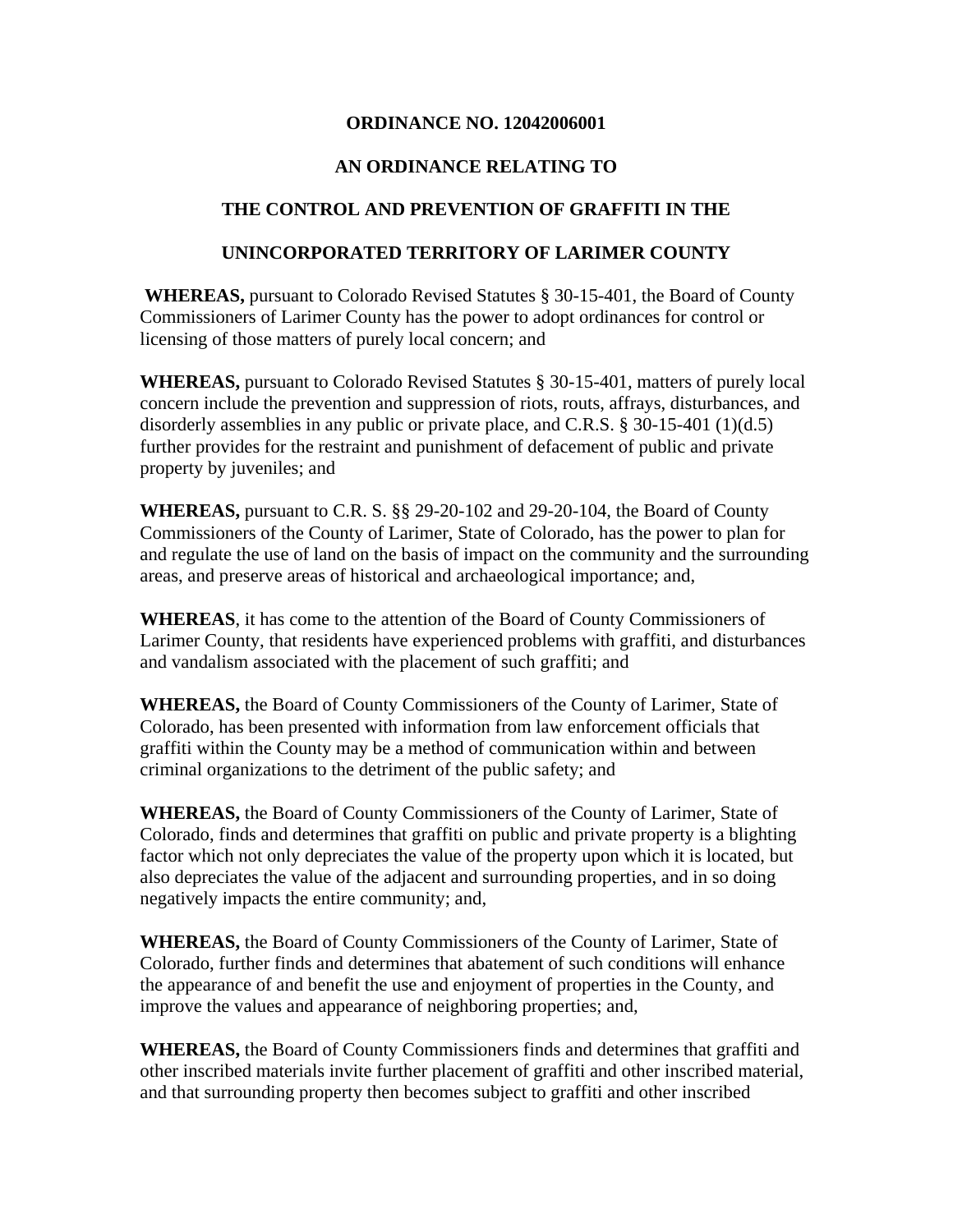**ORDINANCE NO. 12042006001**

**AN ORDINANCE RELATING TO**

**THE CONTROL AND PREVENTION OF GRAFFITI IN THE**

**UNINCORPORATED TERRITORY OF LARIMER COUNTY**

**WHEREAS,** pursuant to Colorado Revised Statutes § 30-15-401, the Board of County Commissioners of Larimer County has the power to adopt ordinances for control or licensing of those matters of purely local concern; and

**WHEREAS,** pursuant to Colorado Revised Statutes § 30-15-401, matters of purely local concern include the prevention and suppression of riots, routs, affrays, disturbances, and disorderly assemblies in any public or private place, and C.R.S. § 30-15-401 (1)(d.5) further provides for the restraint and punishment of defacement of public and private property by juveniles; and

**WHEREAS,** pursuant to C.R. S. §§ 29-20-102 and 29-20-104, the Board of County Commissioners of the County of Larimer, State of Colorado, has the power to plan for and regulate the use of land on the basis of impact on the community and the surrounding areas, and preserve areas of historical and archaeological importance; and,

**WHEREAS**, it has come to the attention of the Board of County Commissioners of Larimer County, that residents have experienced problems with graffiti, and disturbances and vandalism associated with the placement of such graffiti; and

**WHEREAS,** the Board of County Commissioners of the County of Larimer, State of Colorado, has been presented with information from law enforcement officials that graffiti within the County may be a method of communication within and between criminal organizations to the detriment of the public safety; and

**WHEREAS,** the Board of County Commissioners of the County of Larimer, State of Colorado, finds and determines that graffiti on public and private property is a blighting factor which not only depreciates the value of the property upon which it is located, but also depreciates the value of the adjacent and surrounding properties, and in so doing negatively impacts the entire community; and,

**WHEREAS,** the Board of County Commissioners of the County of Larimer, State of Colorado, further finds and determines that abatement of such conditions will enhance the appearance of and benefit the use and enjoyment of properties in the County, and improve the values and appearance of neighboring properties; and,

**WHEREAS,** the Board of County Commissioners finds and determines that graffiti and other inscribed materials invite further placement of graffiti and other inscribed material, and that surrounding property then becomes subject to graffiti and other inscribed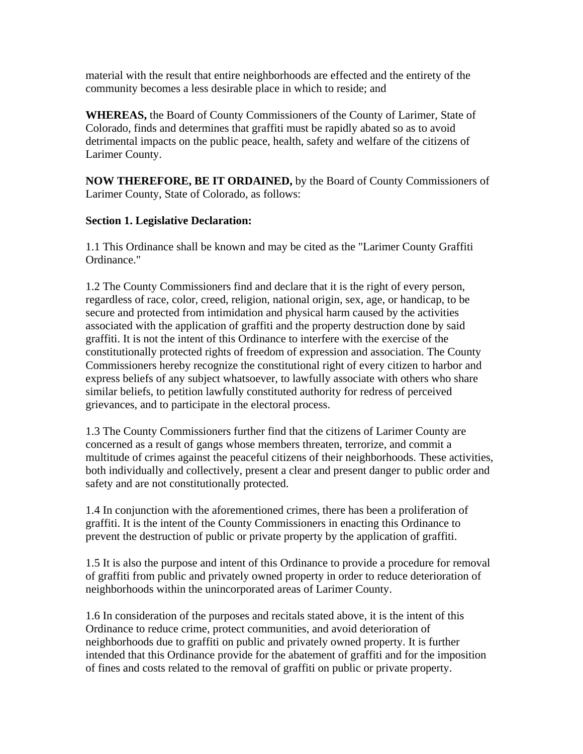material with the result that entire neighborhoods are effected and the entirety of the community becomes a less desirable place in which to reside; and

**WHEREAS,** the Board of County Commissioners of the County of Larimer, State of Colorado, finds and determines that graffiti must be rapidly abated so as to avoid detrimental impacts on the public peace, health, safety and welfare of the citizens of Larimer County.

**NOW THEREFORE, BE IT ORDAINED,** by the Board of County Commissioners of Larimer County, State of Colorado, as follows:

**Section 1. Legislative Declaration:**

1.1 This Ordinance shall be known and may be cited as the "Larimer County Graffiti Ordinance."

1.2 The County Commissioners find and declare that it is the right of every person, regardless of race, color, creed, religion, national origin, sex, age, or handicap, to be secure and protected from intimidation and physical harm caused by the activities associated with the application of graffiti and the property destruction done by said graffiti. It is not the intent of this Ordinance to interfere with the exercise of the constitutionally protected rights of freedom of expression and association. The County Commissioners hereby recognize the constitutional right of every citizen to harbor and express beliefs of any subject whatsoever, to lawfully associate with others who share similar beliefs, to petition lawfully constituted authority for redress of perceived grievances, and to participate in the electoral process.

1.3 The County Commissioners further find that the citizens of Larimer County are concerned as a result of gangs whose members threaten, terrorize, and commit a multitude of crimes against the peaceful citizens of their neighborhoods. These activities, both individually and collectively, present a clear and present danger to public order and safety and are not constitutionally protected.

1.4 In conjunction with the aforementioned crimes, there has been a proliferation of graffiti. It is the intent of the County Commissioners in enacting this Ordinance to prevent the destruction of public or private property by the application of graffiti.

1.5 It is also the purpose and intent of this Ordinance to provide a procedure for removal of graffiti from public and privately owned property in order to reduce deterioration of neighborhoods within the unincorporated areas of Larimer County.

1.6 In consideration of the purposes and recitals stated above, it is the intent of this Ordinance to reduce crime, protect communities, and avoid deterioration of neighborhoods due to graffiti on public and privately owned property. It is further intended that this Ordinance provide for the abatement of graffiti and for the imposition of fines and costs related to the removal of graffiti on public or private property.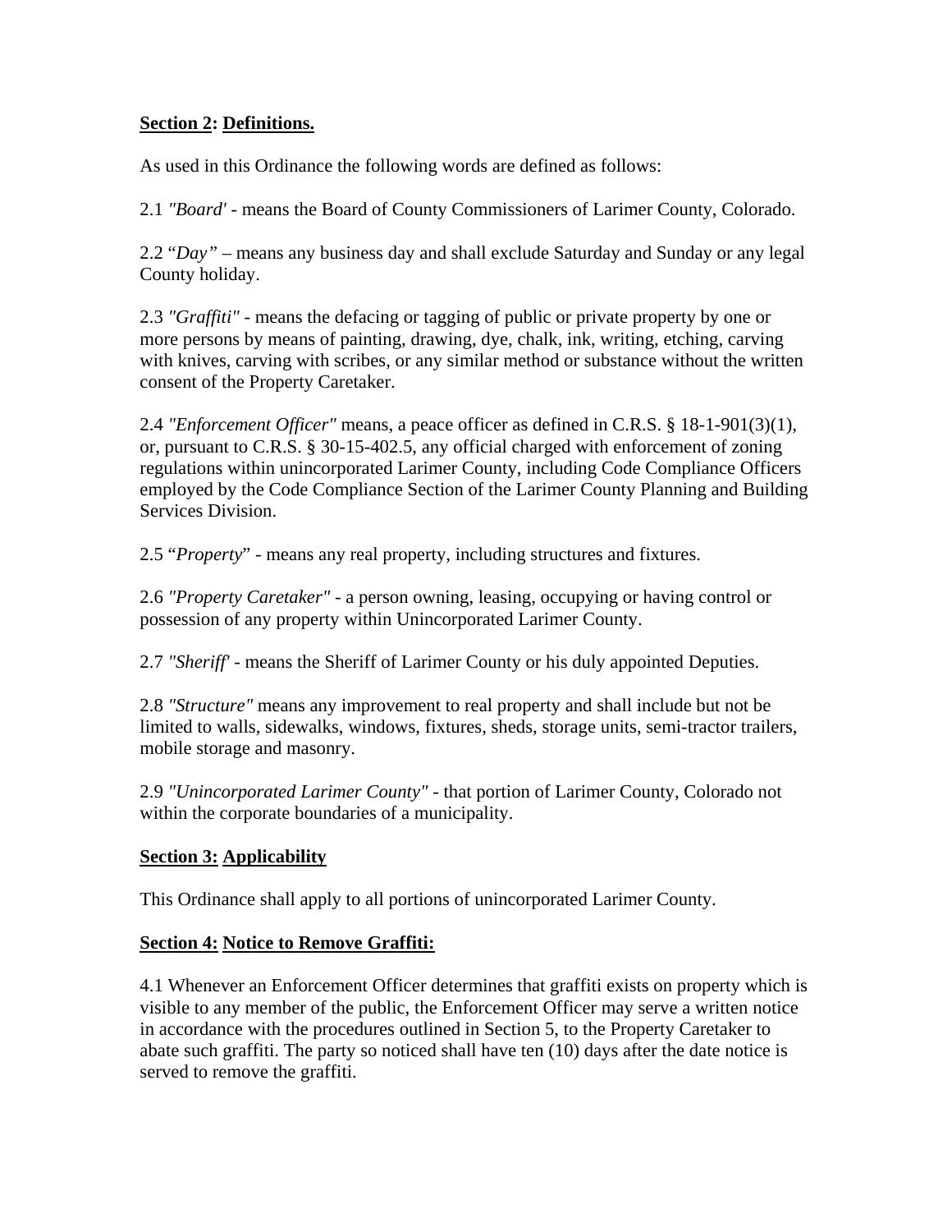**Section 2: Definitions.**

As used in this Ordinance the following words are defined as follows:

2.1 *"Board'* - means the Board of County Commissioners of Larimer County, Colorado.

2.2 "*Day"* – means any business day and shall exclude Saturday and Sunday or any legal County holiday.

2.3 *"Graffiti"* - means the defacing or tagging of public or private property by one or more persons by means of painting, drawing, dye, chalk, ink, writing, etching, carving with knives, carving with scribes, or any similar method or substance without the written consent of the Property Caretaker.

2.4 *"Enforcement Officer"* means, a peace officer as defined in C.R.S. § 18-1-901(3)(1), or, pursuant to C.R.S. § 30-15-402.5, any official charged with enforcement of zoning regulations within unincorporated Larimer County, including Code Compliance Officers employed by the Code Compliance Section of the Larimer County Planning and Building Services Division.

2.5 "*Property*" - means any real property, including structures and fixtures.

2.6 *"Property Caretaker"* - a person owning, leasing, occupying or having control or possession of any property within Unincorporated Larimer County.

2.7 *"Sheriff'* - means the Sheriff of Larimer County or his duly appointed Deputies.

2.8 *"Structure"* means any improvement to real property and shall include but not be limited to walls, sidewalks, windows, fixtures, sheds, storage units, semi-tractor trailers, mobile storage and masonry.

2.9 *"Unincorporated Larimer County"* - that portion of Larimer County, Colorado not within the corporate boundaries of a municipality.

**Section 3: Applicability**

This Ordinance shall apply to all portions of unincorporated Larimer County.

**Section 4: Notice to Remove Graffiti:**

4.1 Whenever an Enforcement Officer determines that graffiti exists on property which is visible to any member of the public, the Enforcement Officer may serve a written notice in accordance with the procedures outlined in Section 5, to the Property Caretaker to abate such graffiti. The party so noticed shall have ten (10) days after the date notice is served to remove the graffiti.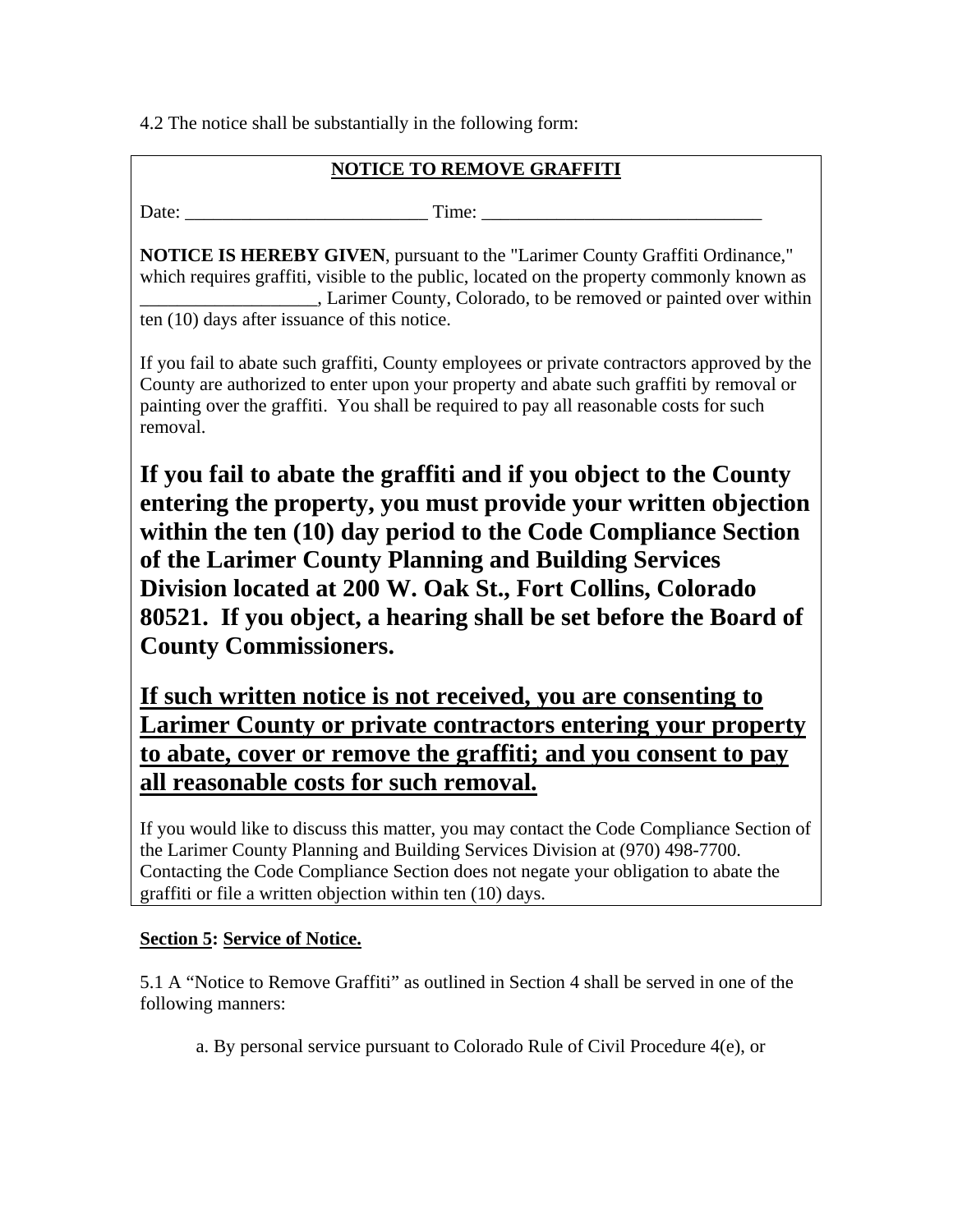4.2 The notice shall be substantially in the following form:

**NOTICE TO REMOVE GRAFFITI**

Date: __________________________ Time: ______________________________

**NOTICE IS HEREBY GIVEN**, pursuant to the "Larimer County Graffiti Ordinance," which requires graffiti, visible to the public, located on the property commonly known as ___________________, Larimer County, Colorado, to be removed or painted over within ten (10) days after issuance of this notice.

If you fail to abate such graffiti, County employees or private contractors approved by the County are authorized to enter upon your property and abate such graffiti by removal or painting over the graffiti. You shall be required to pay all reasonable costs for such removal.

**If you fail to abate the graffiti and if you object to the County entering the property, you must provide your written objection within the ten (10) day period to the Code Compliance Section of the Larimer County Planning and Building Services Division located at 200 W. Oak St., Fort Collins, Colorado 80521. If you object, a hearing shall be set before the Board of County Commissioners.**

**If such written notice is not received, you are consenting to Larimer County or private contractors entering your property to abate, cover or remove the graffiti; and you consent to pay all reasonable costs for such removal.**

If you would like to discuss this matter, you may contact the Code Compliance Section of the Larimer County Planning and Building Services Division at (970) 498-7700. Contacting the Code Compliance Section does not negate your obligation to abate the graffiti or file a written objection within ten (10) days.

**Section 5: Service of Notice.**

5.1 A "Notice to Remove Graffiti" as outlined in Section 4 shall be served in one of the following manners:

a. By personal service pursuant to Colorado Rule of Civil Procedure 4(e), or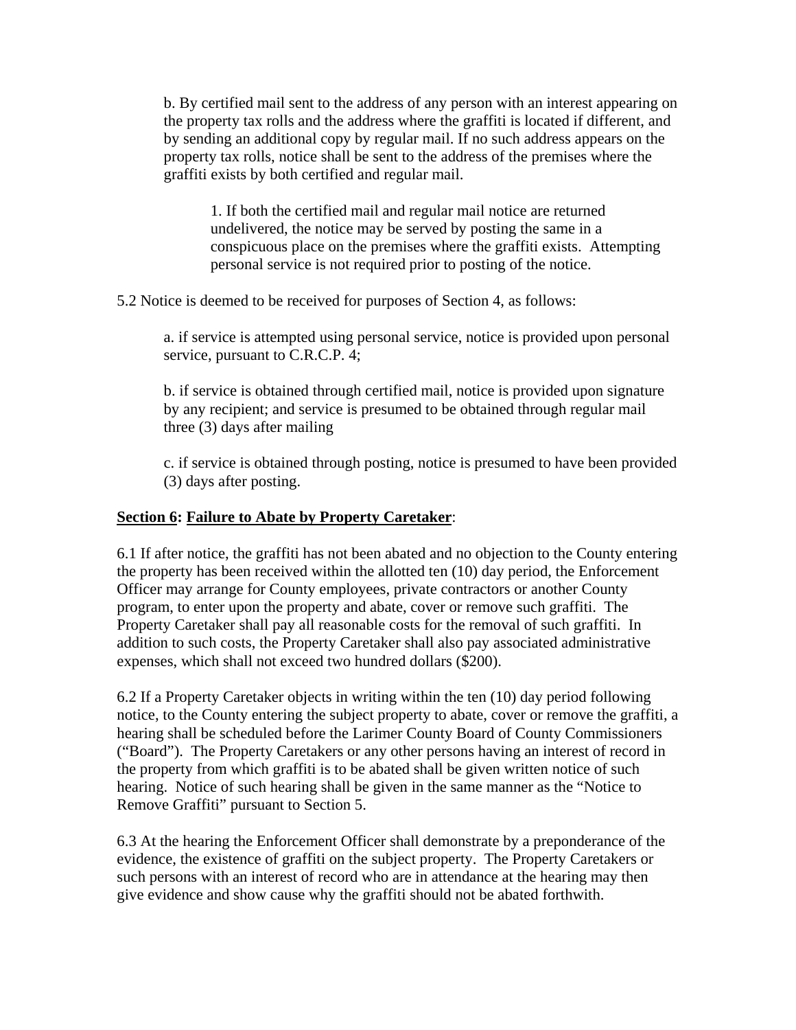b. By certified mail sent to the address of any person with an interest appearing on the property tax rolls and the address where the graffiti is located if different, and by sending an additional copy by regular mail. If no such address appears on the property tax rolls, notice shall be sent to the address of the premises where the graffiti exists by both certified and regular mail.

1. If both the certified mail and regular mail notice are returned undelivered, the notice may be served by posting the same in a conspicuous place on the premises where the graffiti exists. Attempting personal service is not required prior to posting of the notice.

5.2 Notice is deemed to be received for purposes of Section 4, as follows:

a. if service is attempted using personal service, notice is provided upon personal service, pursuant to C.R.C.P. 4;

b. if service is obtained through certified mail, notice is provided upon signature by any recipient; and service is presumed to be obtained through regular mail three (3) days after mailing

c. if service is obtained through posting, notice is presumed to have been provided (3) days after posting.

**<u>Section 6</u>: <u>Failure to Abate by Property Caretaker</u>**:

6.1 If after notice, the graffiti has not been abated and no objection to the County entering the property has been received within the allotted ten (10) day period, the Enforcement Officer may arrange for County employees, private contractors or another County program, to enter upon the property and abate, cover or remove such graffiti. The Property Caretaker shall pay all reasonable costs for the removal of such graffiti. In addition to such costs, the Property Caretaker shall also pay associated administrative expenses, which shall not exceed two hundred dollars ($200).

6.2 If a Property Caretaker objects in writing within the ten (10) day period following notice, to the County entering the subject property to abate, cover or remove the graffiti, a hearing shall be scheduled before the Larimer County Board of County Commissioners ("Board"). The Property Caretakers or any other persons having an interest of record in the property from which graffiti is to be abated shall be given written notice of such hearing. Notice of such hearing shall be given in the same manner as the "Notice to Remove Graffiti" pursuant to Section 5.

6.3 At the hearing the Enforcement Officer shall demonstrate by a preponderance of the evidence, the existence of graffiti on the subject property. The Property Caretakers or such persons with an interest of record who are in attendance at the hearing may then give evidence and show cause why the graffiti should not be abated forthwith.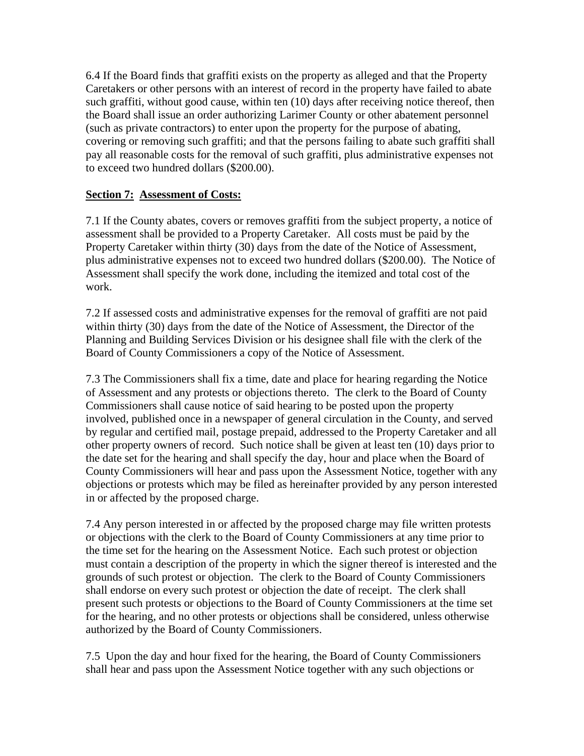6.4 If the Board finds that graffiti exists on the property as alleged and that the Property Caretakers or other persons with an interest of record in the property have failed to abate such graffiti, without good cause, within ten (10) days after receiving notice thereof, then the Board shall issue an order authorizing Larimer County or other abatement personnel (such as private contractors) to enter upon the property for the purpose of abating, covering or removing such graffiti; and that the persons failing to abate such graffiti shall pay all reasonable costs for the removal of such graffiti, plus administrative expenses not to exceed two hundred dollars ($200.00).

**Section 7: Assessment of Costs:**

7.1 If the County abates, covers or removes graffiti from the subject property, a notice of assessment shall be provided to a Property Caretaker. All costs must be paid by the Property Caretaker within thirty (30) days from the date of the Notice of Assessment, plus administrative expenses not to exceed two hundred dollars ($200.00). The Notice of Assessment shall specify the work done, including the itemized and total cost of the work.

7.2 If assessed costs and administrative expenses for the removal of graffiti are not paid within thirty (30) days from the date of the Notice of Assessment, the Director of the Planning and Building Services Division or his designee shall file with the clerk of the Board of County Commissioners a copy of the Notice of Assessment.

7.3 The Commissioners shall fix a time, date and place for hearing regarding the Notice of Assessment and any protests or objections thereto. The clerk to the Board of County Commissioners shall cause notice of said hearing to be posted upon the property involved, published once in a newspaper of general circulation in the County, and served by regular and certified mail, postage prepaid, addressed to the Property Caretaker and all other property owners of record. Such notice shall be given at least ten (10) days prior to the date set for the hearing and shall specify the day, hour and place when the Board of County Commissioners will hear and pass upon the Assessment Notice, together with any objections or protests which may be filed as hereinafter provided by any person interested in or affected by the proposed charge.

7.4 Any person interested in or affected by the proposed charge may file written protests or objections with the clerk to the Board of County Commissioners at any time prior to the time set for the hearing on the Assessment Notice. Each such protest or objection must contain a description of the property in which the signer thereof is interested and the grounds of such protest or objection. The clerk to the Board of County Commissioners shall endorse on every such protest or objection the date of receipt. The clerk shall present such protests or objections to the Board of County Commissioners at the time set for the hearing, and no other protests or objections shall be considered, unless otherwise authorized by the Board of County Commissioners.

7.5 Upon the day and hour fixed for the hearing, the Board of County Commissioners shall hear and pass upon the Assessment Notice together with any such objections or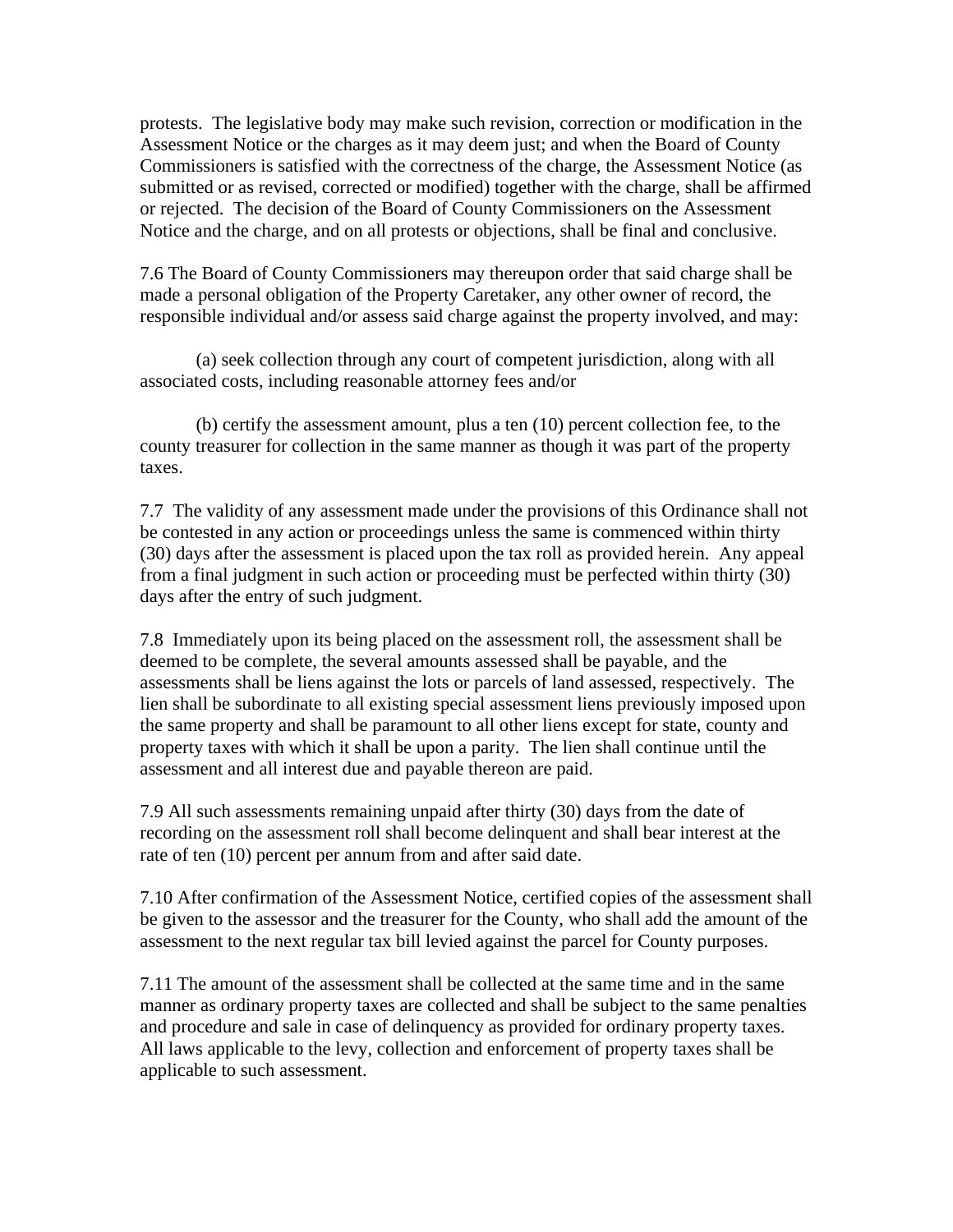protests. The legislative body may make such revision, correction or modification in the Assessment Notice or the charges as it may deem just; and when the Board of County Commissioners is satisfied with the correctness of the charge, the Assessment Notice (as submitted or as revised, corrected or modified) together with the charge, shall be affirmed or rejected. The decision of the Board of County Commissioners on the Assessment Notice and the charge, and on all protests or objections, shall be final and conclusive.

7.6 The Board of County Commissioners may thereupon order that said charge shall be made a personal obligation of the Property Caretaker, any other owner of record, the responsible individual and/or assess said charge against the property involved, and may:

(a) seek collection through any court of competent jurisdiction, along with all associated costs, including reasonable attorney fees and/or

(b) certify the assessment amount, plus a ten (10) percent collection fee, to the county treasurer for collection in the same manner as though it was part of the property taxes.

7.7 The validity of any assessment made under the provisions of this Ordinance shall not be contested in any action or proceedings unless the same is commenced within thirty (30) days after the assessment is placed upon the tax roll as provided herein. Any appeal from a final judgment in such action or proceeding must be perfected within thirty (30) days after the entry of such judgment.

7.8 Immediately upon its being placed on the assessment roll, the assessment shall be deemed to be complete, the several amounts assessed shall be payable, and the assessments shall be liens against the lots or parcels of land assessed, respectively. The lien shall be subordinate to all existing special assessment liens previously imposed upon the same property and shall be paramount to all other liens except for state, county and property taxes with which it shall be upon a parity. The lien shall continue until the assessment and all interest due and payable thereon are paid.

7.9 All such assessments remaining unpaid after thirty (30) days from the date of recording on the assessment roll shall become delinquent and shall bear interest at the rate of ten (10) percent per annum from and after said date.

7.10 After confirmation of the Assessment Notice, certified copies of the assessment shall be given to the assessor and the treasurer for the County, who shall add the amount of the assessment to the next regular tax bill levied against the parcel for County purposes.

7.11 The amount of the assessment shall be collected at the same time and in the same manner as ordinary property taxes are collected and shall be subject to the same penalties and procedure and sale in case of delinquency as provided for ordinary property taxes. All laws applicable to the levy, collection and enforcement of property taxes shall be applicable to such assessment.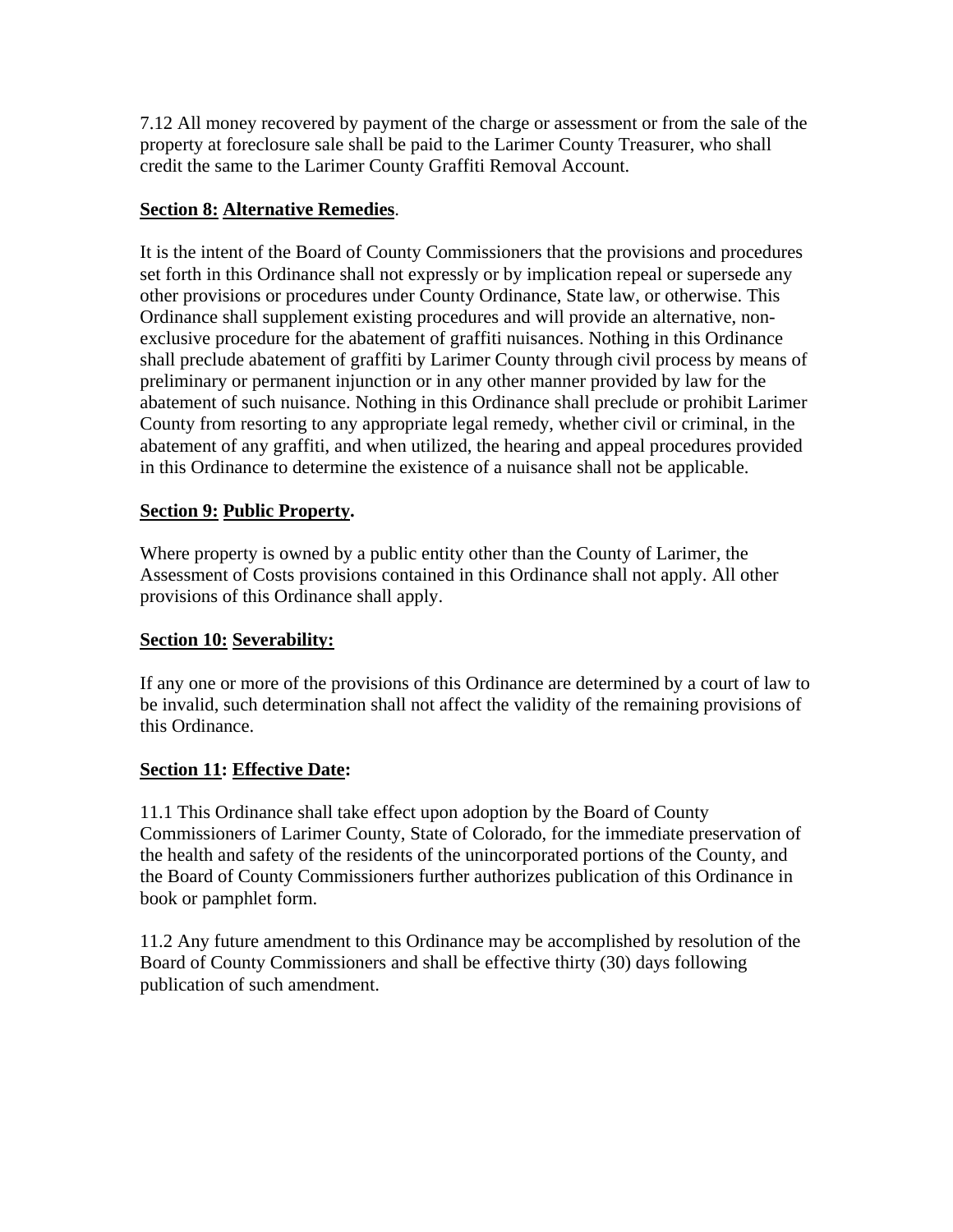7.12 All money recovered by payment of the charge or assessment or from the sale of the property at foreclosure sale shall be paid to the Larimer County Treasurer, who shall credit the same to the Larimer County Graffiti Removal Account.

**Section 8: Alternative Remedies**.

It is the intent of the Board of County Commissioners that the provisions and procedures set forth in this Ordinance shall not expressly or by implication repeal or supersede any other provisions or procedures under County Ordinance, State law, or otherwise. This Ordinance shall supplement existing procedures and will provide an alternative, non-exclusive procedure for the abatement of graffiti nuisances. Nothing in this Ordinance shall preclude abatement of graffiti by Larimer County through civil process by means of preliminary or permanent injunction or in any other manner provided by law for the abatement of such nuisance. Nothing in this Ordinance shall preclude or prohibit Larimer County from resorting to any appropriate legal remedy, whether civil or criminal, in the abatement of any graffiti, and when utilized, the hearing and appeal procedures provided in this Ordinance to determine the existence of a nuisance shall not be applicable.

**Section 9: Public Property.**

Where property is owned by a public entity other than the County of Larimer, the Assessment of Costs provisions contained in this Ordinance shall not apply. All other provisions of this Ordinance shall apply.

**Section 10: Severability:**

If any one or more of the provisions of this Ordinance are determined by a court of law to be invalid, such determination shall not affect the validity of the remaining provisions of this Ordinance.

**Section 11: Effective Date:**

11.1 This Ordinance shall take effect upon adoption by the Board of County Commissioners of Larimer County, State of Colorado, for the immediate preservation of the health and safety of the residents of the unincorporated portions of the County, and the Board of County Commissioners further authorizes publication of this Ordinance in book or pamphlet form.

11.2 Any future amendment to this Ordinance may be accomplished by resolution of the Board of County Commissioners and shall be effective thirty (30) days following publication of such amendment.